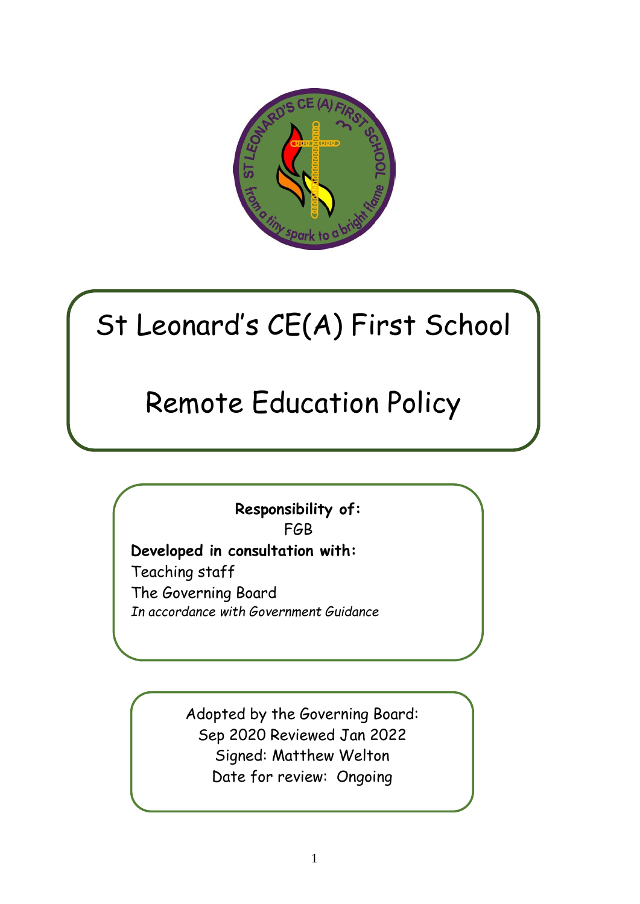# St Leonard's CE(A) First School

# Remote Education Policy

**Responsibility of:**
FGB

**Developed in consultation with:**
Teaching staff
The Governing Board
*In accordance with Government Guidance*

Adopted by the Governing Board:
Sep 2020 Reviewed Jan 2022
Signed: Matthew Welton
Date for review: Ongoing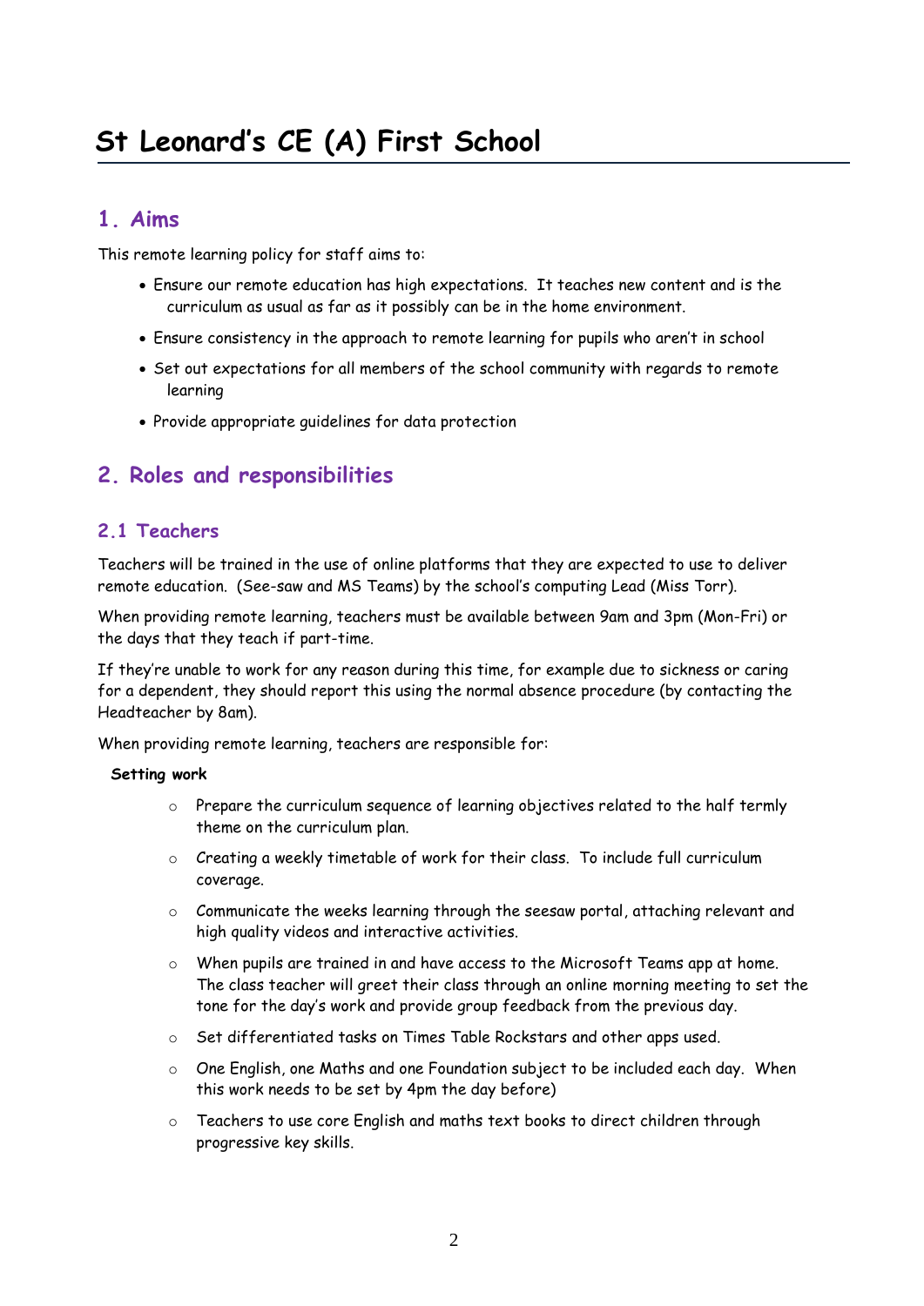# St Leonard's CE (A) First School

## 1. Aims

This remote learning policy for staff aims to:

- Ensure our remote education has high expectations. It teaches new content and is the curriculum as usual as far as it possibly can be in the home environment.
- Ensure consistency in the approach to remote learning for pupils who aren't in school
- Set out expectations for all members of the school community with regards to remote learning
- Provide appropriate guidelines for data protection

## 2. Roles and responsibilities

### 2.1 Teachers

Teachers will be trained in the use of online platforms that they are expected to use to deliver remote education. (See-saw and MS Teams) by the school's computing Lead (Miss Torr).

When providing remote learning, teachers must be available between 9am and 3pm (Mon-Fri) or the days that they teach if part-time.

If they're unable to work for any reason during this time, for example due to sickness or caring for a dependent, they should report this using the normal absence procedure (by contacting the Headteacher by 8am).

When providing remote learning, teachers are responsible for:

**Setting work**

- Prepare the curriculum sequence of learning objectives related to the half termly theme on the curriculum plan.
- Creating a weekly timetable of work for their class. To include full curriculum coverage.
- Communicate the weeks learning through the seesaw portal, attaching relevant and high quality videos and interactive activities.
- When pupils are trained in and have access to the Microsoft Teams app at home. The class teacher will greet their class through an online morning meeting to set the tone for the day's work and provide group feedback from the previous day.
- Set differentiated tasks on Times Table Rockstars and other apps used.
- One English, one Maths and one Foundation subject to be included each day. When this work needs to be set by 4pm the day before)
- Teachers to use core English and maths text books to direct children through progressive key skills.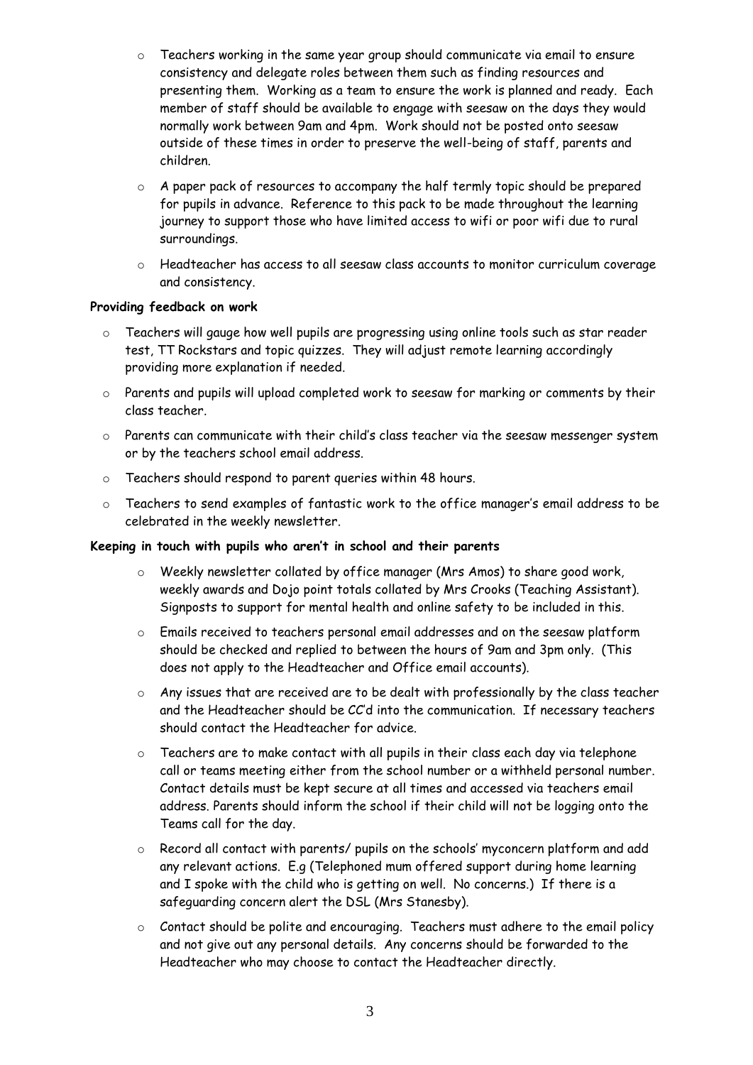- Teachers working in the same year group should communicate via email to ensure consistency and delegate roles between them such as finding resources and presenting them. Working as a team to ensure the work is planned and ready. Each member of staff should be available to engage with seesaw on the days they would normally work between 9am and 4pm. Work should not be posted onto seesaw outside of these times in order to preserve the well-being of staff, parents and children.
- A paper pack of resources to accompany the half termly topic should be prepared for pupils in advance. Reference to this pack to be made throughout the learning journey to support those who have limited access to wifi or poor wifi due to rural surroundings.
- Headteacher has access to all seesaw class accounts to monitor curriculum coverage and consistency.

**Providing feedback on work**

- Teachers will gauge how well pupils are progressing using online tools such as star reader test, TT Rockstars and topic quizzes. They will adjust remote learning accordingly providing more explanation if needed.
- Parents and pupils will upload completed work to seesaw for marking or comments by their class teacher.
- Parents can communicate with their child's class teacher via the seesaw messenger system or by the teachers school email address.
- Teachers should respond to parent queries within 48 hours.
- Teachers to send examples of fantastic work to the office manager's email address to be celebrated in the weekly newsletter.

**Keeping in touch with pupils who aren't in school and their parents**

- Weekly newsletter collated by office manager (Mrs Amos) to share good work, weekly awards and Dojo point totals collated by Mrs Crooks (Teaching Assistant). Signposts to support for mental health and online safety to be included in this.
- Emails received to teachers personal email addresses and on the seesaw platform should be checked and replied to between the hours of 9am and 3pm only. (This does not apply to the Headteacher and Office email accounts).
- Any issues that are received are to be dealt with professionally by the class teacher and the Headteacher should be CC'd into the communication. If necessary teachers should contact the Headteacher for advice.
- Teachers are to make contact with all pupils in their class each day via telephone call or teams meeting either from the school number or a withheld personal number. Contact details must be kept secure at all times and accessed via teachers email address. Parents should inform the school if their child will not be logging onto the Teams call for the day.
- Record all contact with parents/ pupils on the schools' myconcern platform and add any relevant actions. E.g (Telephoned mum offered support during home learning and I spoke with the child who is getting on well. No concerns.) If there is a safeguarding concern alert the DSL (Mrs Stanesby).
- Contact should be polite and encouraging. Teachers must adhere to the email policy and not give out any personal details. Any concerns should be forwarded to the Headteacher who may choose to contact the Headteacher directly.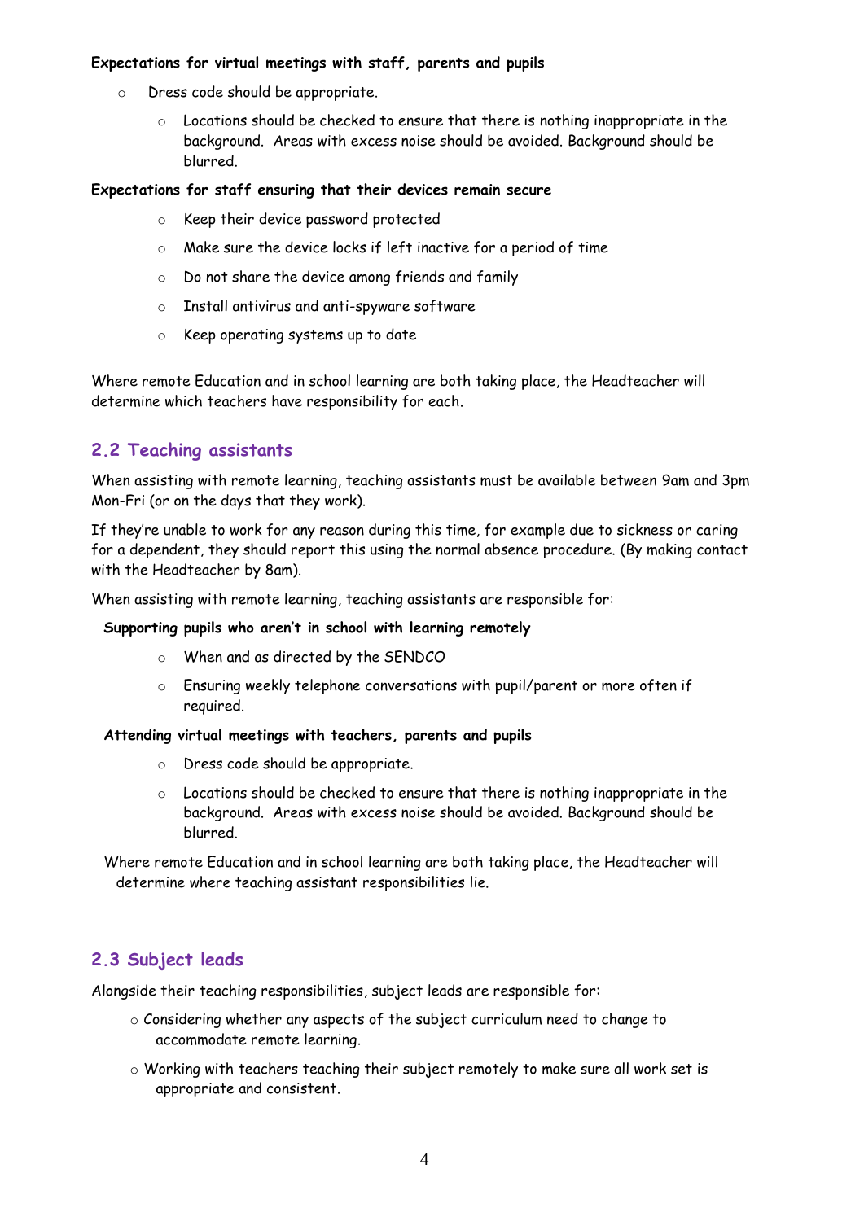**Expectations for virtual meetings with staff, parents and pupils**

- Dress code should be appropriate.
  - Locations should be checked to ensure that there is nothing inappropriate in the background. Areas with excess noise should be avoided. Background should be blurred.

**Expectations for staff ensuring that their devices remain secure**

- Keep their device password protected
- Make sure the device locks if left inactive for a period of time
- Do not share the device among friends and family
- Install antivirus and anti-spyware software
- Keep operating systems up to date

Where remote Education and in school learning are both taking place, the Headteacher will determine which teachers have responsibility for each.

## 2.2 Teaching assistants

When assisting with remote learning, teaching assistants must be available between 9am and 3pm Mon-Fri (or on the days that they work).

If they're unable to work for any reason during this time, for example due to sickness or caring for a dependent, they should report this using the normal absence procedure. (By making contact with the Headteacher by 8am).

When assisting with remote learning, teaching assistants are responsible for:

**Supporting pupils who aren't in school with learning remotely**

- When and as directed by the SENDCO
- Ensuring weekly telephone conversations with pupil/parent or more often if required.

**Attending virtual meetings with teachers, parents and pupils**

- Dress code should be appropriate.
- Locations should be checked to ensure that there is nothing inappropriate in the background. Areas with excess noise should be avoided. Background should be blurred.

Where remote Education and in school learning are both taking place, the Headteacher will determine where teaching assistant responsibilities lie.

## 2.3 Subject leads

Alongside their teaching responsibilities, subject leads are responsible for:

- Considering whether any aspects of the subject curriculum need to change to accommodate remote learning.
- Working with teachers teaching their subject remotely to make sure all work set is appropriate and consistent.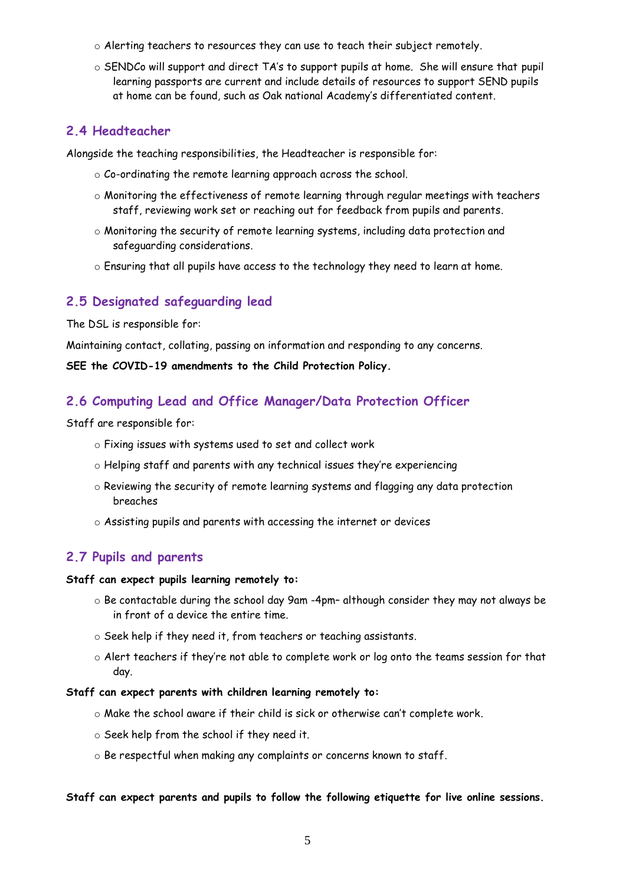- Alerting teachers to resources they can use to teach their subject remotely.
- SENDCo will support and direct TA's to support pupils at home. She will ensure that pupil learning passports are current and include details of resources to support SEND pupils at home can be found, such as Oak national Academy's differentiated content.

## 2.4 Headteacher

Alongside the teaching responsibilities, the Headteacher is responsible for:

- Co-ordinating the remote learning approach across the school.
- Monitoring the effectiveness of remote learning through regular meetings with teachers staff, reviewing work set or reaching out for feedback from pupils and parents.
- Monitoring the security of remote learning systems, including data protection and safeguarding considerations.
- Ensuring that all pupils have access to the technology they need to learn at home.

## 2.5 Designated safeguarding lead

The DSL is responsible for:

Maintaining contact, collating, passing on information and responding to any concerns.

**SEE the COVID-19 amendments to the Child Protection Policy.**

## 2.6 Computing Lead and Office Manager/Data Protection Officer

Staff are responsible for:

- Fixing issues with systems used to set and collect work
- Helping staff and parents with any technical issues they're experiencing
- Reviewing the security of remote learning systems and flagging any data protection breaches
- Assisting pupils and parents with accessing the internet or devices

## 2.7 Pupils and parents

**Staff can expect pupils learning remotely to:**

- Be contactable during the school day 9am -4pm– although consider they may not always be in front of a device the entire time.
- Seek help if they need it, from teachers or teaching assistants.
- Alert teachers if they're not able to complete work or log onto the teams session for that day.

**Staff can expect parents with children learning remotely to:**

- Make the school aware if their child is sick or otherwise can't complete work.
- Seek help from the school if they need it.
- Be respectful when making any complaints or concerns known to staff.

**Staff can expect parents and pupils to follow the following etiquette for live online sessions.**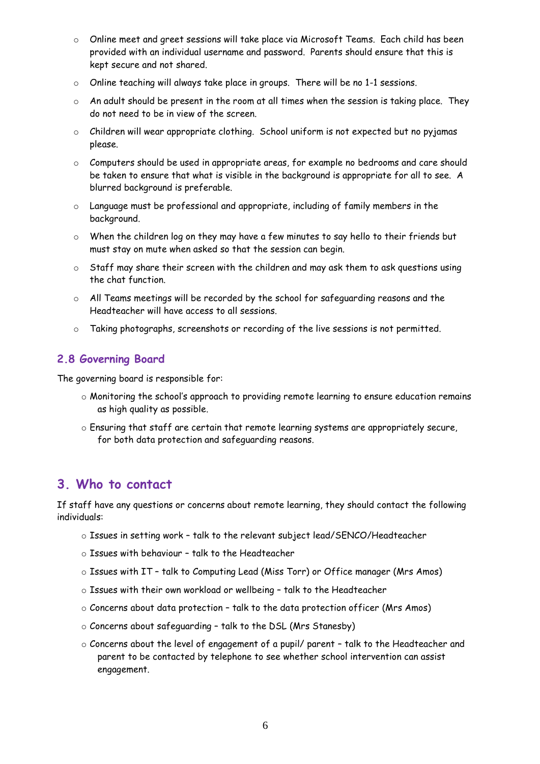- Online meet and greet sessions will take place via Microsoft Teams. Each child has been provided with an individual username and password. Parents should ensure that this is kept secure and not shared.
- Online teaching will always take place in groups. There will be no 1-1 sessions.
- An adult should be present in the room at all times when the session is taking place. They do not need to be in view of the screen.
- Children will wear appropriate clothing. School uniform is not expected but no pyjamas please.
- Computers should be used in appropriate areas, for example no bedrooms and care should be taken to ensure that what is visible in the background is appropriate for all to see. A blurred background is preferable.
- Language must be professional and appropriate, including of family members in the background.
- When the children log on they may have a few minutes to say hello to their friends but must stay on mute when asked so that the session can begin.
- Staff may share their screen with the children and may ask them to ask questions using the chat function.
- All Teams meetings will be recorded by the school for safeguarding reasons and the Headteacher will have access to all sessions.
- Taking photographs, screenshots or recording of the live sessions is not permitted.

### 2.8 Governing Board

The governing board is responsible for:

- Monitoring the school's approach to providing remote learning to ensure education remains as high quality as possible.
- Ensuring that staff are certain that remote learning systems are appropriately secure, for both data protection and safeguarding reasons.

## 3. Who to contact

If staff have any questions or concerns about remote learning, they should contact the following individuals:

- Issues in setting work – talk to the relevant subject lead/SENCO/Headteacher
- Issues with behaviour – talk to the Headteacher
- Issues with IT – talk to Computing Lead (Miss Torr) or Office manager (Mrs Amos)
- Issues with their own workload or wellbeing – talk to the Headteacher
- Concerns about data protection – talk to the data protection officer (Mrs Amos)
- Concerns about safeguarding – talk to the DSL (Mrs Stanesby)
- Concerns about the level of engagement of a pupil/ parent – talk to the Headteacher and parent to be contacted by telephone to see whether school intervention can assist engagement.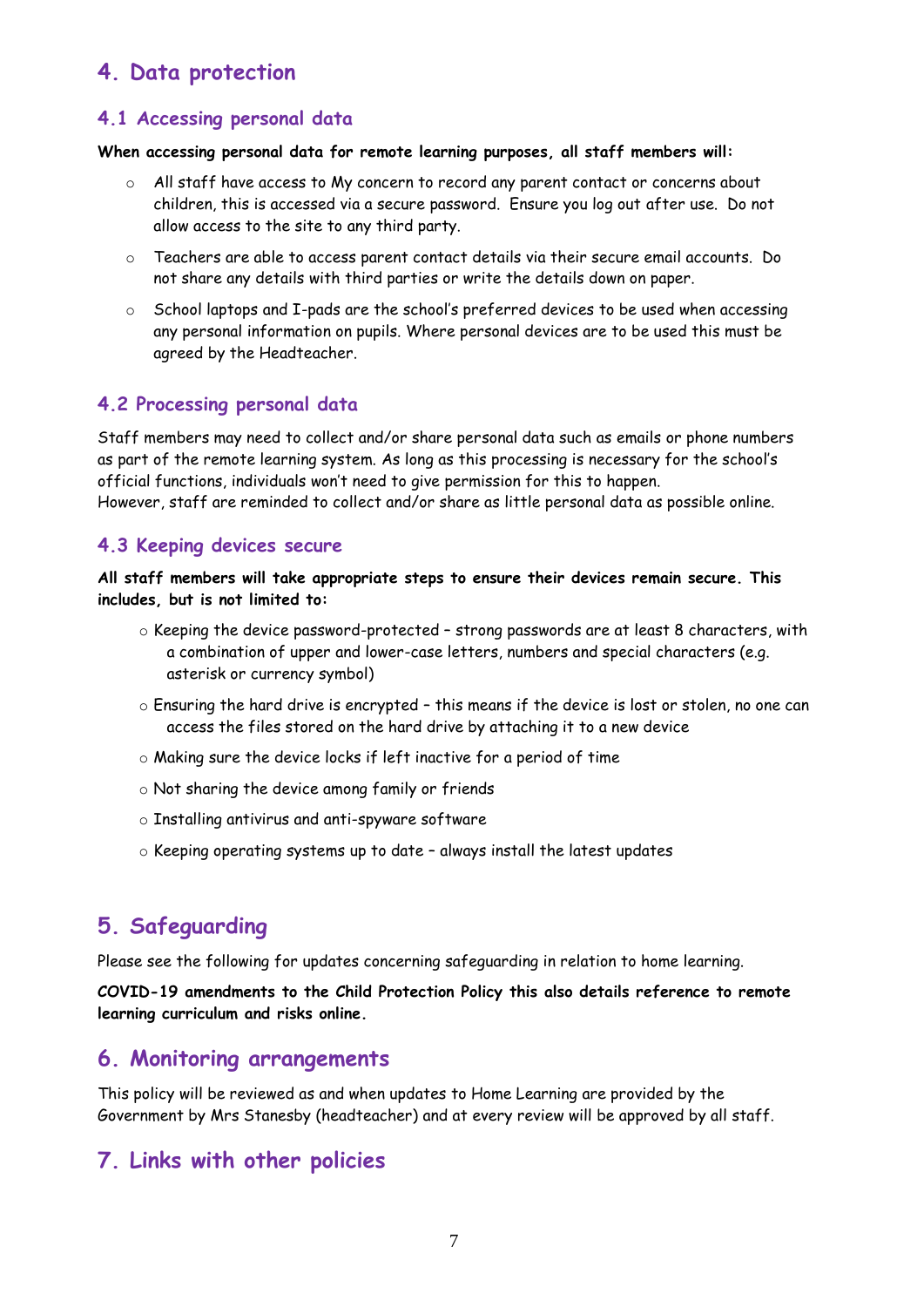## 4. Data protection

### 4.1 Accessing personal data

**When accessing personal data for remote learning purposes, all staff members will:**

- All staff have access to My concern to record any parent contact or concerns about children, this is accessed via a secure password. Ensure you log out after use. Do not allow access to the site to any third party.
- Teachers are able to access parent contact details via their secure email accounts. Do not share any details with third parties or write the details down on paper.
- School laptops and I-pads are the school's preferred devices to be used when accessing any personal information on pupils. Where personal devices are to be used this must be agreed by the Headteacher.

### 4.2 Processing personal data

Staff members may need to collect and/or share personal data such as emails or phone numbers as part of the remote learning system. As long as this processing is necessary for the school's official functions, individuals won't need to give permission for this to happen.
However, staff are reminded to collect and/or share as little personal data as possible online.

### 4.3 Keeping devices secure

**All staff members will take appropriate steps to ensure their devices remain secure. This includes, but is not limited to:**

- Keeping the device password-protected – strong passwords are at least 8 characters, with a combination of upper and lower-case letters, numbers and special characters (e.g. asterisk or currency symbol)
- Ensuring the hard drive is encrypted – this means if the device is lost or stolen, no one can access the files stored on the hard drive by attaching it to a new device
- Making sure the device locks if left inactive for a period of time
- Not sharing the device among family or friends
- Installing antivirus and anti-spyware software
- Keeping operating systems up to date – always install the latest updates

## 5. Safeguarding

Please see the following for updates concerning safeguarding in relation to home learning.

**COVID-19 amendments to the Child Protection Policy this also details reference to remote learning curriculum and risks online.**

## 6. Monitoring arrangements

This policy will be reviewed as and when updates to Home Learning are provided by the Government by Mrs Stanesby (headteacher) and at every review will be approved by all staff.

## 7. Links with other policies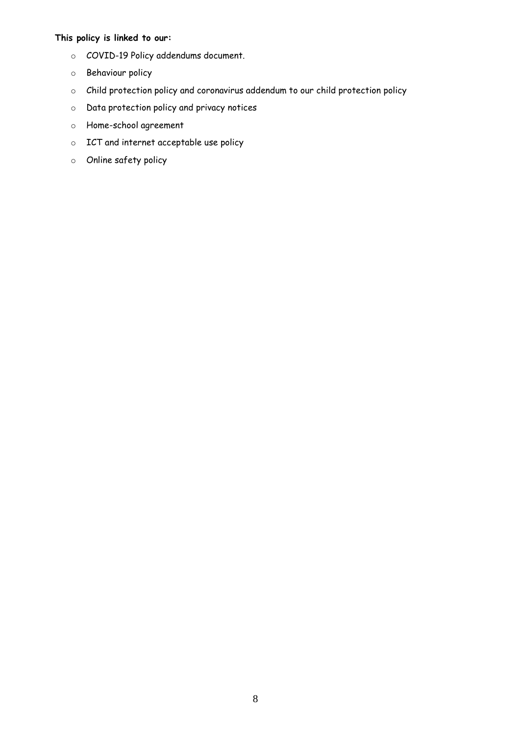**This policy is linked to our:**

- COVID-19 Policy addendums document.
- Behaviour policy
- Child protection policy and coronavirus addendum to our child protection policy
- Data protection policy and privacy notices
- Home-school agreement
- ICT and internet acceptable use policy
- Online safety policy